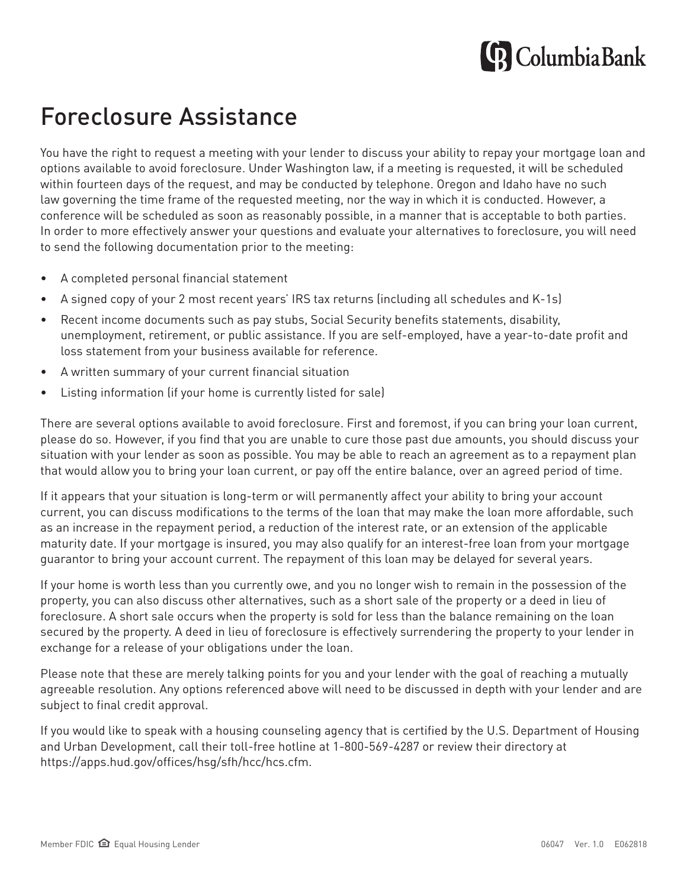# Foreclosure Assistance

You have the right to request a meeting with your lender to discuss your ability to repay your mortgage loan and options available to avoid foreclosure. Under Washington law, if a meeting is requested, it will be scheduled within fourteen days of the request, and may be conducted by telephone. Oregon and Idaho have no such law governing the time frame of the requested meeting, nor the way in which it is conducted. However, a conference will be scheduled as soon as reasonably possible, in a manner that is acceptable to both parties. In order to more effectively answer your questions and evaluate your alternatives to foreclosure, you will need to send the following documentation prior to the meeting:

- A completed personal financial statement
- A signed copy of your 2 most recent years' IRS tax returns (including all schedules and K-1s)
- Recent income documents such as pay stubs, Social Security benefits statements, disability, unemployment, retirement, or public assistance. If you are self-employed, have a year-to-date profit and loss statement from your business available for reference.
- A written summary of your current financial situation
- Listing information (if your home is currently listed for sale)

There are several options available to avoid foreclosure. First and foremost, if you can bring your loan current, please do so. However, if you find that you are unable to cure those past due amounts, you should discuss your situation with your lender as soon as possible. You may be able to reach an agreement as to a repayment plan that would allow you to bring your loan current, or pay off the entire balance, over an agreed period of time.

If it appears that your situation is long-term or will permanently affect your ability to bring your account current, you can discuss modifications to the terms of the loan that may make the loan more affordable, such as an increase in the repayment period, a reduction of the interest rate, or an extension of the applicable maturity date. If your mortgage is insured, you may also qualify for an interest-free loan from your mortgage guarantor to bring your account current. The repayment of this loan may be delayed for several years.

If your home is worth less than you currently owe, and you no longer wish to remain in the possession of the property, you can also discuss other alternatives, such as a short sale of the property or a deed in lieu of foreclosure. A short sale occurs when the property is sold for less than the balance remaining on the loan secured by the property. A deed in lieu of foreclosure is effectively surrendering the property to your lender in exchange for a release of your obligations under the loan.

Please note that these are merely talking points for you and your lender with the goal of reaching a mutually agreeable resolution. Any options referenced above will need to be discussed in depth with your lender and are subject to final credit approval.

If you would like to speak with a housing counseling agency that is certified by the U.S. Department of Housing and Urban Development, call their toll-free hotline at 1-800-569-4287 or review their directory at https://apps.hud.gov/offices/hsg/sfh/hcc/hcs.cfm.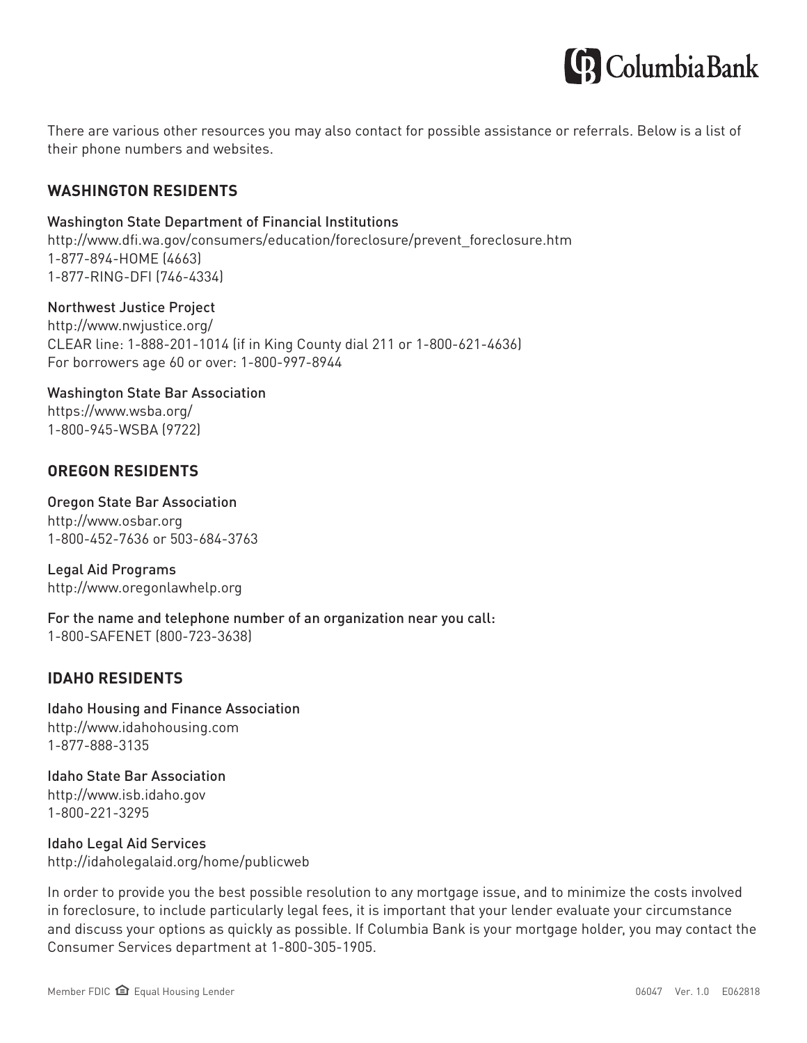There are various other resources you may also contact for possible assistance or referrals. Below is a list of their phone numbers and websites.

## WASHINGTON RESIDENTS

Washington State Department of Financial Institutions
http://www.dfi.wa.gov/consumers/education/foreclosure/prevent_foreclosure.htm
1-877-894-HOME (4663)
1-877-RING-DFI (746-4334)

Northwest Justice Project
http://www.nwjustice.org/
CLEAR line: 1-888-201-1014 (if in King County dial 211 or 1-800-621-4636)
For borrowers age 60 or over: 1-800-997-8944

Washington State Bar Association
https://www.wsba.org/
1-800-945-WSBA (9722)

## OREGON RESIDENTS

Oregon State Bar Association
http://www.osbar.org
1-800-452-7636 or 503-684-3763

Legal Aid Programs
http://www.oregonlawhelp.org

For the name and telephone number of an organization near you call:
1-800-SAFENET (800-723-3638)

## IDAHO RESIDENTS

Idaho Housing and Finance Association
http://www.idahohousing.com
1-877-888-3135

Idaho State Bar Association
http://www.isb.idaho.gov
1-800-221-3295

Idaho Legal Aid Services
http://idaholegalaid.org/home/publicweb

In order to provide you the best possible resolution to any mortgage issue, and to minimize the costs involved in foreclosure, to include particularly legal fees, it is important that your lender evaluate your circumstance and discuss your options as quickly as possible. If Columbia Bank is your mortgage holder, you may contact the Consumer Services department at 1-800-305-1905.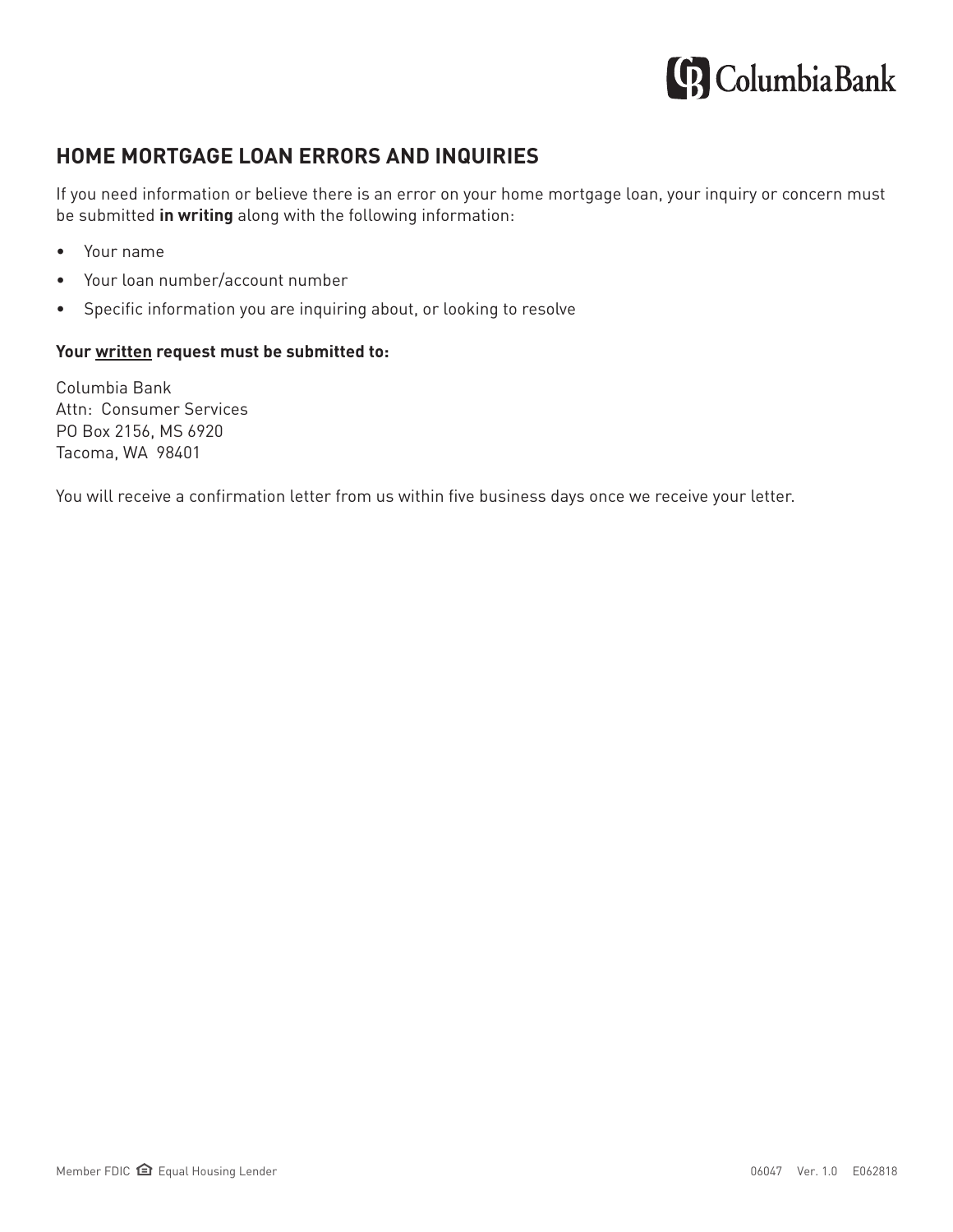## HOME MORTGAGE LOAN ERRORS AND INQUIRIES

If you need information or believe there is an error on your home mortgage loan, your inquiry or concern must be submitted **in writing** along with the following information:

- Your name
- Your loan number/account number
- Specific information you are inquiring about, or looking to resolve

**Your <u>written</u> request must be submitted to:**

Columbia Bank
Attn: Consumer Services
PO Box 2156, MS 6920
Tacoma, WA 98401

You will receive a confirmation letter from us within five business days once we receive your letter.

Member FDIC Equal Housing Lender

06047 Ver. 1.0 E062818